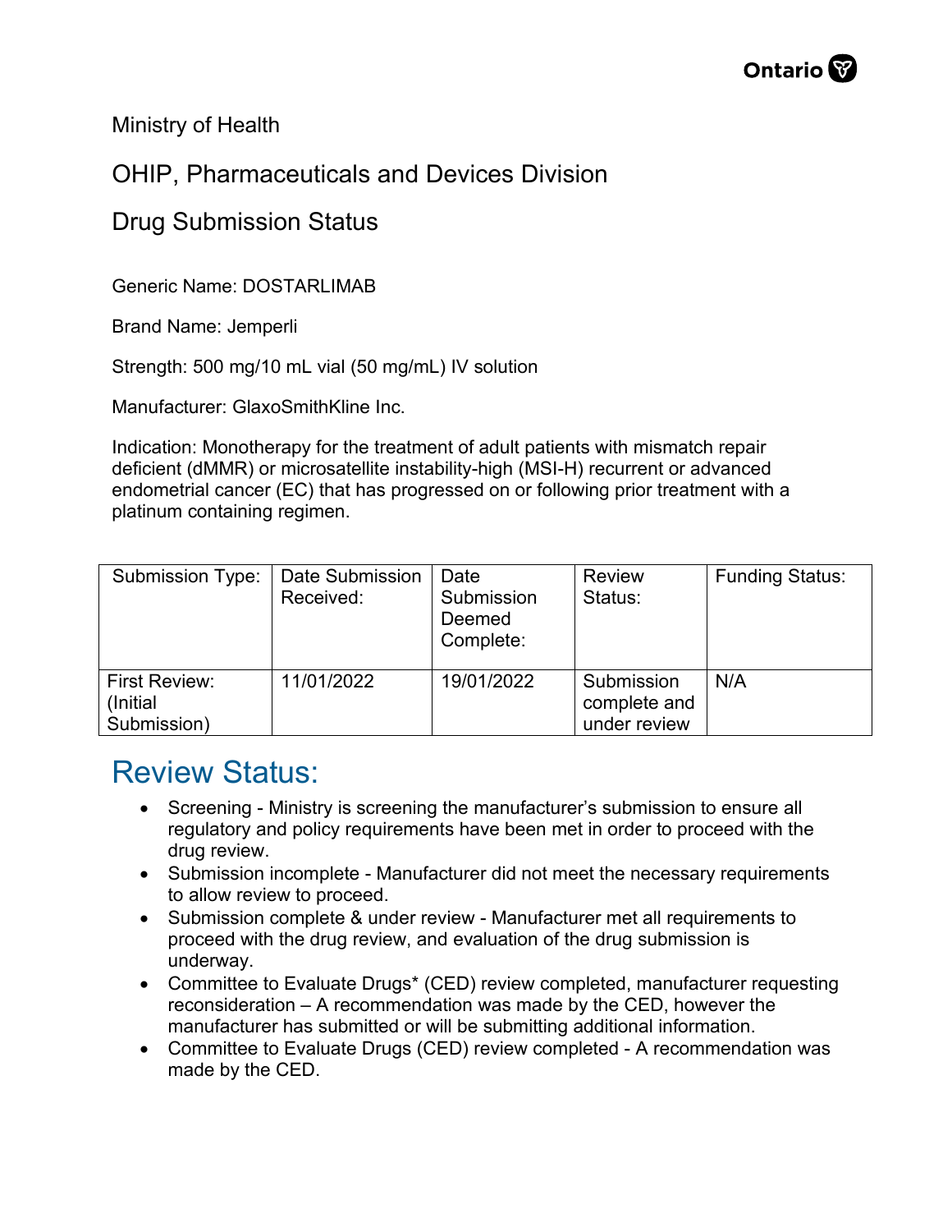Ministry of Health

OHIP, Pharmaceuticals and Devices Division

Drug Submission Status

Generic Name: DOSTARLIMAB

Brand Name: Jemperli

Strength: 500 mg/10 mL vial (50 mg/mL) IV solution

Manufacturer: GlaxoSmithKline Inc.

Indication: Monotherapy for the treatment of adult patients with mismatch repair deficient (dMMR) or microsatellite instability-high (MSI-H) recurrent or advanced endometrial cancer (EC) that has progressed on or following prior treatment with a platinum containing regimen.

| Submission Type: | Date Submission Received: | Date Submission Deemed Complete: | Review Status: | Funding Status: |
|---|---|---|---|---|
| First Review: (Initial Submission) | 11/01/2022 | 19/01/2022 | Submission complete and under review | N/A |

# Review Status:

- Screening - Ministry is screening the manufacturer's submission to ensure all regulatory and policy requirements have been met in order to proceed with the drug review.
- Submission incomplete - Manufacturer did not meet the necessary requirements to allow review to proceed.
- Submission complete & under review - Manufacturer met all requirements to proceed with the drug review, and evaluation of the drug submission is underway.
- Committee to Evaluate Drugs* (CED) review completed, manufacturer requesting reconsideration – A recommendation was made by the CED, however the manufacturer has submitted or will be submitting additional information.
- Committee to Evaluate Drugs (CED) review completed - A recommendation was made by the CED.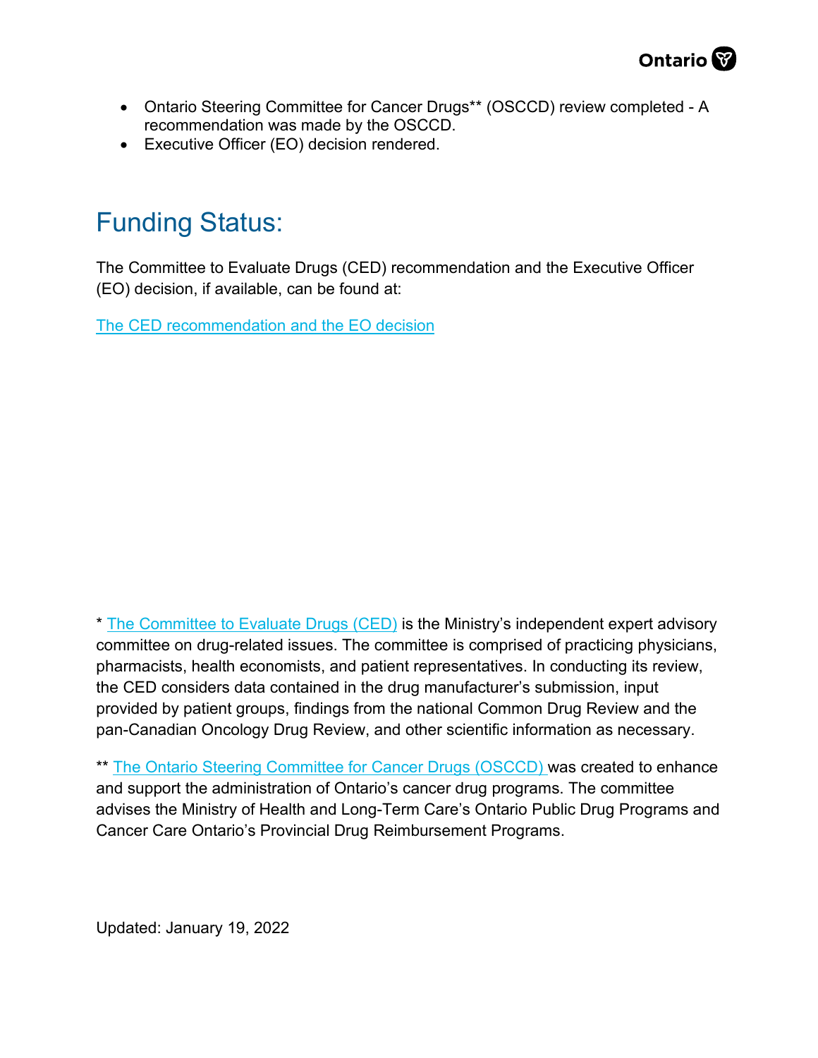- Ontario Steering Committee for Cancer Drugs** (OSCCD) review completed - A recommendation was made by the OSCCD.
- Executive Officer (EO) decision rendered.

## Funding Status:

The Committee to Evaluate Drugs (CED) recommendation and the Executive Officer (EO) decision, if available, can be found at:

The CED recommendation and the EO decision

* The Committee to Evaluate Drugs (CED) is the Ministry's independent expert advisory committee on drug-related issues. The committee is comprised of practicing physicians, pharmacists, health economists, and patient representatives. In conducting its review, the CED considers data contained in the drug manufacturer's submission, input provided by patient groups, findings from the national Common Drug Review and the pan-Canadian Oncology Drug Review, and other scientific information as necessary.

** The Ontario Steering Committee for Cancer Drugs (OSCCD) was created to enhance and support the administration of Ontario's cancer drug programs. The committee advises the Ministry of Health and Long-Term Care's Ontario Public Drug Programs and Cancer Care Ontario's Provincial Drug Reimbursement Programs.

Updated: January 19, 2022